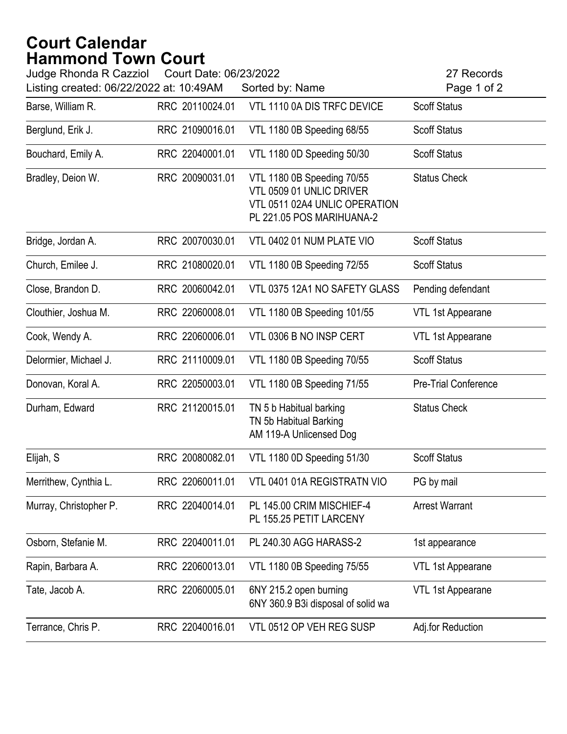# Court Calendar
# Hammond Town Court

Judge Rhonda R Cazziol Court Date: 06/23/2022 27 Records

Listing created: 06/22/2022 at: 10:49AM Sorted by: Name

| Name | Case | Charge | Status |
|---|---|---|---|
| Barse, William R. | RRC 20110024.01 | VTL 1110 0A DIS TRFC DEVICE | Scoff Status |
| Berglund, Erik J. | RRC 21090016.01 | VTL 1180 0B Speeding 68/55 | Scoff Status |
| Bouchard, Emily A. | RRC 22040001.01 | VTL 1180 0D Speeding 50/30 | Scoff Status |
| Bradley, Deion W. | RRC 20090031.01 | VTL 1180 0B Speeding 70/55<br>VTL 0509 01 UNLIC DRIVER<br>VTL 0511 02A4 UNLIC OPERATION<br>PL 221.05 POS MARIHUANA-2 | Status Check |
| Bridge, Jordan A. | RRC 20070030.01 | VTL 0402 01 NUM PLATE VIO | Scoff Status |
| Church, Emilee J. | RRC 21080020.01 | VTL 1180 0B Speeding 72/55 | Scoff Status |
| Close, Brandon D. | RRC 20060042.01 | VTL 0375 12A1 NO SAFETY GLASS | Pending defendant |
| Clouthier, Joshua M. | RRC 22060008.01 | VTL 1180 0B Speeding 101/55 | VTL 1st Appearane |
| Cook, Wendy A. | RRC 22060006.01 | VTL 0306 B NO INSP CERT | VTL 1st Appearane |
| Delormier, Michael J. | RRC 21110009.01 | VTL 1180 0B Speeding 70/55 | Scoff Status |
| Donovan, Koral A. | RRC 22050003.01 | VTL 1180 0B Speeding 71/55 | Pre-Trial Conference |
| Durham, Edward | RRC 21120015.01 | TN 5 b Habitual barking<br>TN 5b Habitual Barking<br>AM 119-A Unlicensed Dog | Status Check |
| Elijah, S | RRC 20080082.01 | VTL 1180 0D Speeding 51/30 | Scoff Status |
| Merrithew, Cynthia L. | RRC 22060011.01 | VTL 0401 01A REGISTRATN VIO | PG by mail |
| Murray, Christopher P. | RRC 22040014.01 | PL 145.00 CRIM MISCHIEF-4<br>PL 155.25 PETIT LARCENY | Arrest Warrant |
| Osborn, Stefanie M. | RRC 22040011.01 | PL 240.30 AGG HARASS-2 | 1st appearance |
| Rapin, Barbara A. | RRC 22060013.01 | VTL 1180 0B Speeding 75/55 | VTL 1st Appearane |
| Tate, Jacob A. | RRC 22060005.01 | 6NY 215.2 open burning<br>6NY 360.9 B3i disposal of solid wa | VTL 1st Appearane |
| Terrance, Chris P. | RRC 22040016.01 | VTL 0512 OP VEH REG SUSP | Adj.for Reduction |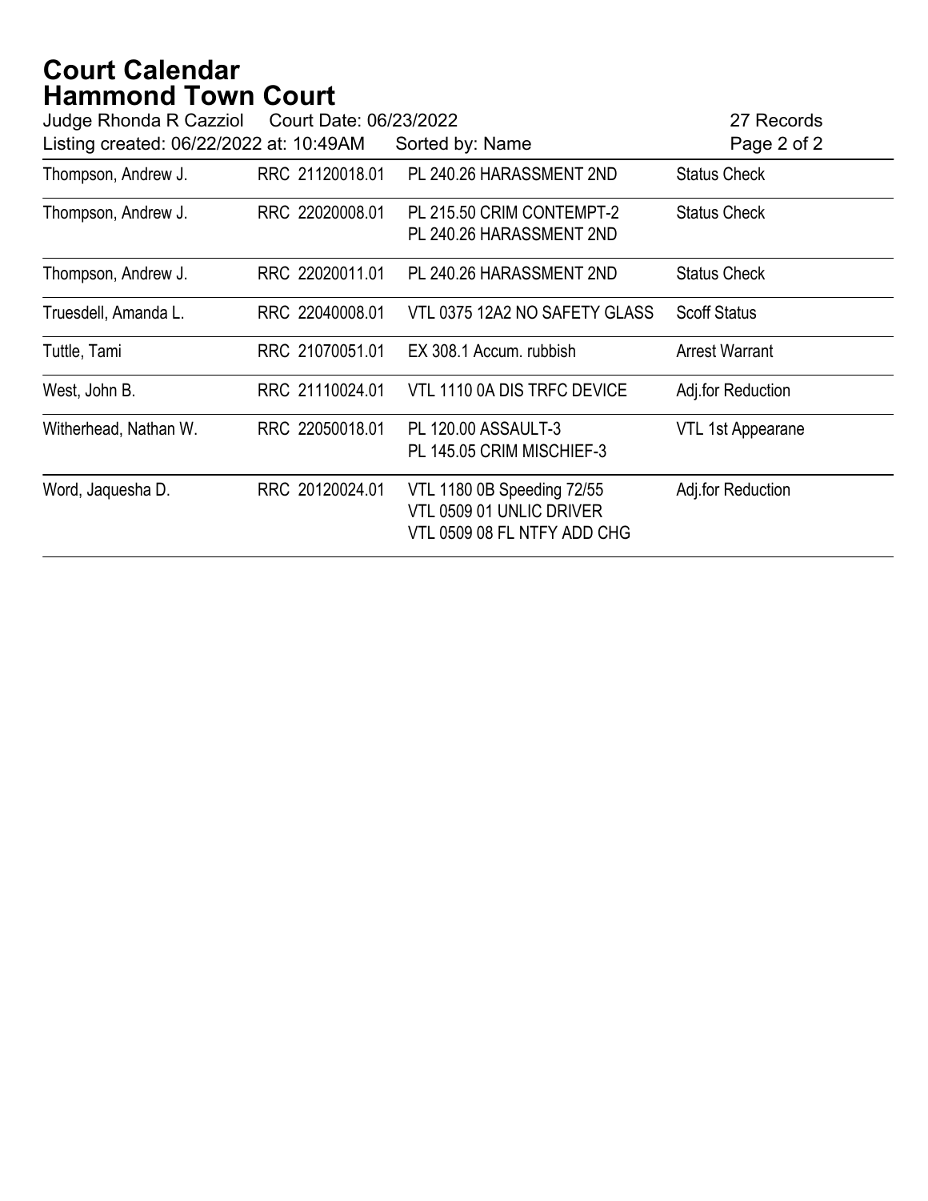# Court Calendar
# Hammond Town Court

Judge Rhonda R Cazziol Court Date: 06/23/2022 27 Records

Listing created: 06/22/2022 at: 10:49AM Sorted by: Name

| | | | |
|---|---|---|---|
| Thompson, Andrew J. | RRC 21120018.01 | PL 240.26 HARASSMENT 2ND | Status Check |
| Thompson, Andrew J. | RRC 22020008.01 | PL 215.50 CRIM CONTEMPT-2<br>PL 240.26 HARASSMENT 2ND | Status Check |
| Thompson, Andrew J. | RRC 22020011.01 | PL 240.26 HARASSMENT 2ND | Status Check |
| Truesdell, Amanda L. | RRC 22040008.01 | VTL 0375 12A2 NO SAFETY GLASS | Scoff Status |
| Tuttle, Tami | RRC 21070051.01 | EX 308.1 Accum. rubbish | Arrest Warrant |
| West, John B. | RRC 21110024.01 | VTL 1110 0A DIS TRFC DEVICE | Adj.for Reduction |
| Witherhead, Nathan W. | RRC 22050018.01 | PL 120.00 ASSAULT-3<br>PL 145.05 CRIM MISCHIEF-3 | VTL 1st Appearane |
| Word, Jaquesha D. | RRC 20120024.01 | VTL 1180 0B Speeding 72/55<br>VTL 0509 01 UNLIC DRIVER<br>VTL 0509 08 FL NTFY ADD CHG | Adj.for Reduction |